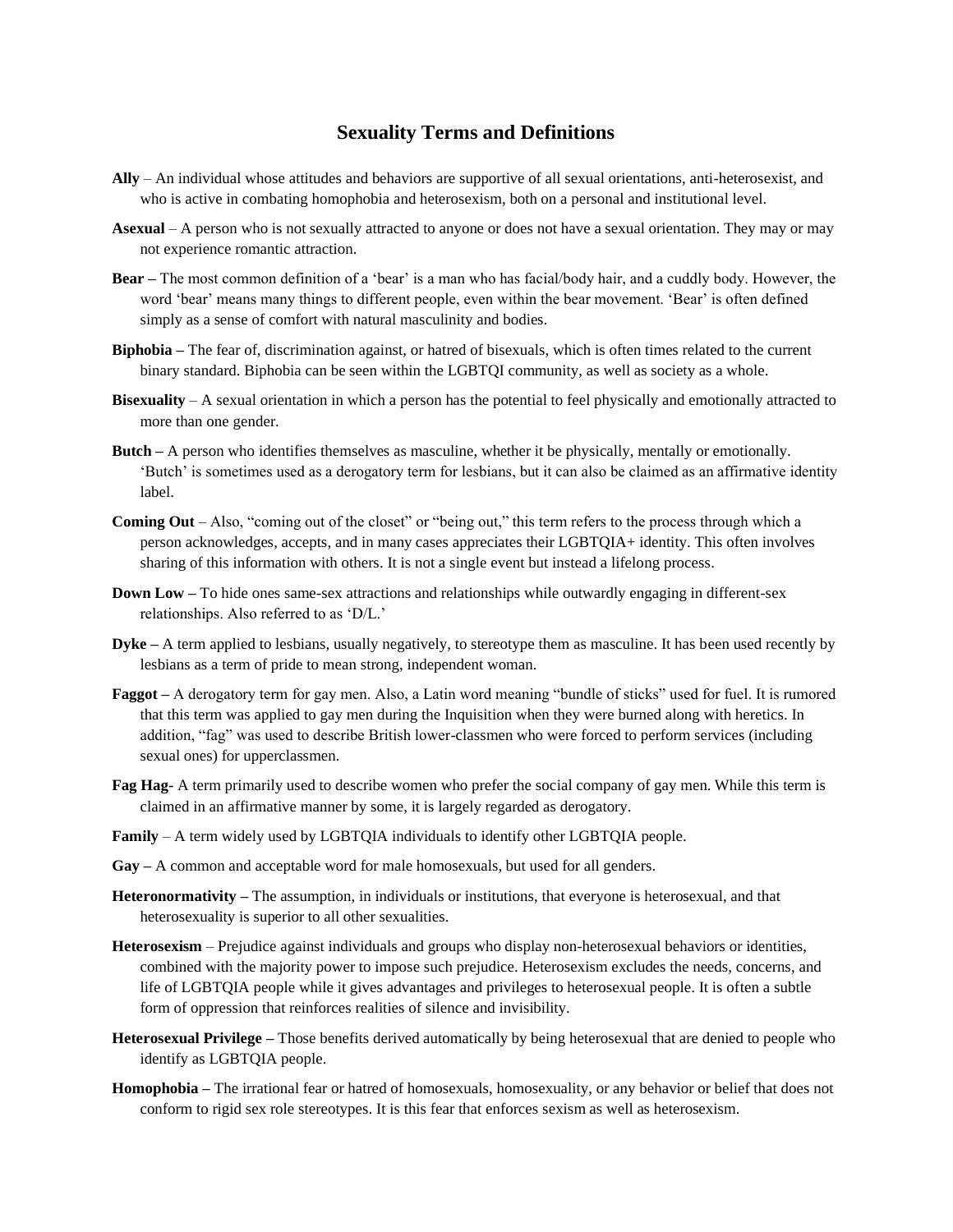# Sexuality Terms and Definitions

**Ally** – An individual whose attitudes and behaviors are supportive of all sexual orientations, anti-heterosexist, and who is active in combating homophobia and heterosexism, both on a personal and institutional level.

**Asexual** – A person who is not sexually attracted to anyone or does not have a sexual orientation. They may or may not experience romantic attraction.

**Bear –** The most common definition of a 'bear' is a man who has facial/body hair, and a cuddly body. However, the word 'bear' means many things to different people, even within the bear movement. 'Bear' is often defined simply as a sense of comfort with natural masculinity and bodies.

**Biphobia –** The fear of, discrimination against, or hatred of bisexuals, which is often times related to the current binary standard. Biphobia can be seen within the LGBTQI community, as well as society as a whole.

**Bisexuality** – A sexual orientation in which a person has the potential to feel physically and emotionally attracted to more than one gender.

**Butch –** A person who identifies themselves as masculine, whether it be physically, mentally or emotionally. 'Butch' is sometimes used as a derogatory term for lesbians, but it can also be claimed as an affirmative identity label.

**Coming Out** – Also, "coming out of the closet" or "being out," this term refers to the process through which a person acknowledges, accepts, and in many cases appreciates their LGBTQIA+ identity. This often involves sharing of this information with others. It is not a single event but instead a lifelong process.

**Down Low –** To hide ones same-sex attractions and relationships while outwardly engaging in different-sex relationships. Also referred to as 'D/L.'

**Dyke –** A term applied to lesbians, usually negatively, to stereotype them as masculine. It has been used recently by lesbians as a term of pride to mean strong, independent woman.

**Faggot –** A derogatory term for gay men. Also, a Latin word meaning "bundle of sticks" used for fuel. It is rumored that this term was applied to gay men during the Inquisition when they were burned along with heretics. In addition, "fag" was used to describe British lower-classmen who were forced to perform services (including sexual ones) for upperclassmen.

**Fag Hag-** A term primarily used to describe women who prefer the social company of gay men. While this term is claimed in an affirmative manner by some, it is largely regarded as derogatory.

**Family** – A term widely used by LGBTQIA individuals to identify other LGBTQIA people.

**Gay –** A common and acceptable word for male homosexuals, but used for all genders.

**Heteronormativity –** The assumption, in individuals or institutions, that everyone is heterosexual, and that heterosexuality is superior to all other sexualities.

**Heterosexism** – Prejudice against individuals and groups who display non-heterosexual behaviors or identities, combined with the majority power to impose such prejudice. Heterosexism excludes the needs, concerns, and life of LGBTQIA people while it gives advantages and privileges to heterosexual people. It is often a subtle form of oppression that reinforces realities of silence and invisibility.

**Heterosexual Privilege –** Those benefits derived automatically by being heterosexual that are denied to people who identify as LGBTQIA people.

**Homophobia –** The irrational fear or hatred of homosexuals, homosexuality, or any behavior or belief that does not conform to rigid sex role stereotypes. It is this fear that enforces sexism as well as heterosexism.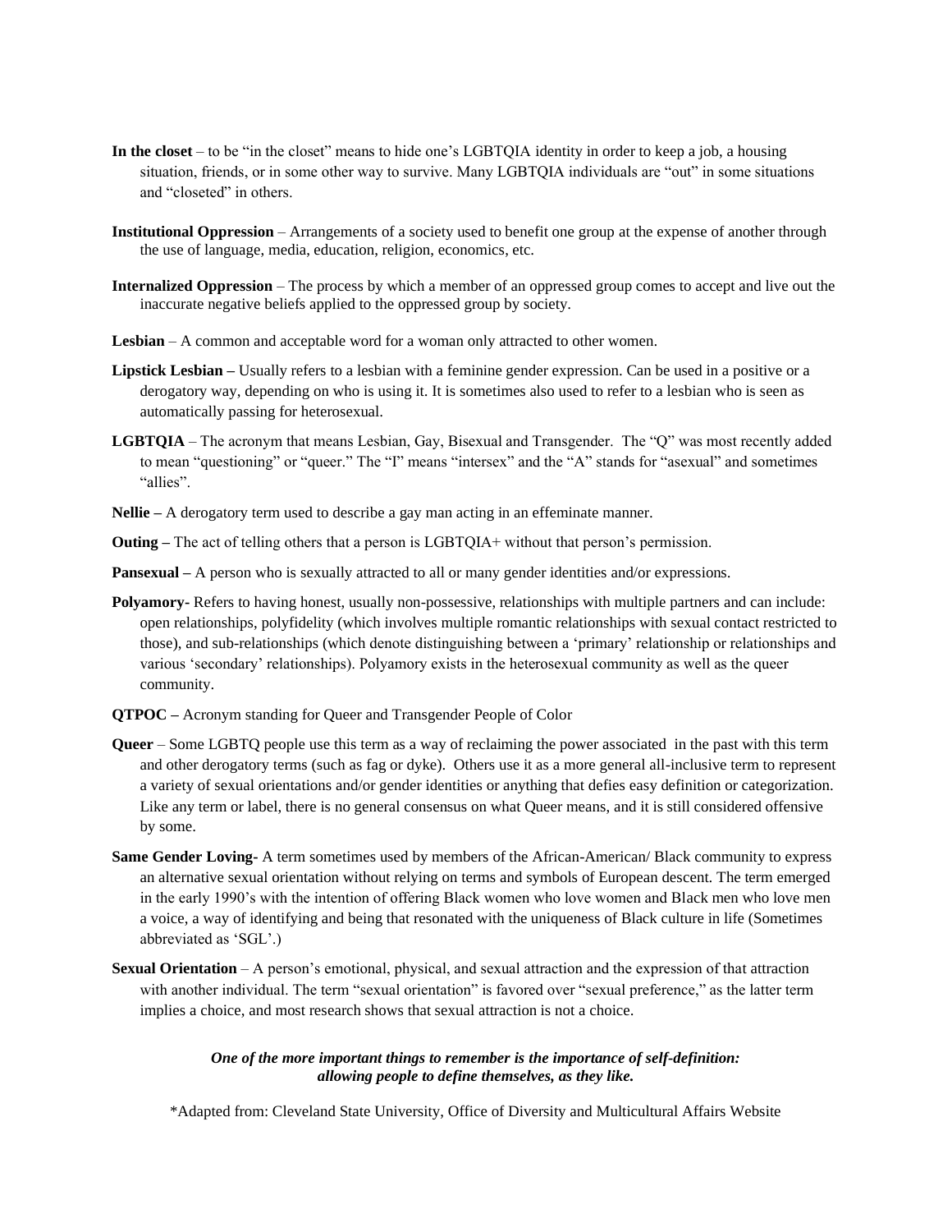**In the closet** – to be "in the closet" means to hide one's LGBTQIA identity in order to keep a job, a housing situation, friends, or in some other way to survive. Many LGBTQIA individuals are "out" in some situations and "closeted" in others.

**Institutional Oppression** – Arrangements of a society used to benefit one group at the expense of another through the use of language, media, education, religion, economics, etc.

**Internalized Oppression** – The process by which a member of an oppressed group comes to accept and live out the inaccurate negative beliefs applied to the oppressed group by society.

**Lesbian** – A common and acceptable word for a woman only attracted to other women.

**Lipstick Lesbian –** Usually refers to a lesbian with a feminine gender expression. Can be used in a positive or a derogatory way, depending on who is using it. It is sometimes also used to refer to a lesbian who is seen as automatically passing for heterosexual.

**LGBTQIA** – The acronym that means Lesbian, Gay, Bisexual and Transgender. The "Q" was most recently added to mean "questioning" or "queer." The "I" means "intersex" and the "A" stands for "asexual" and sometimes "allies".

**Nellie –** A derogatory term used to describe a gay man acting in an effeminate manner.

**Outing –** The act of telling others that a person is LGBTQIA+ without that person's permission.

**Pansexual –** A person who is sexually attracted to all or many gender identities and/or expressions.

**Polyamory-** Refers to having honest, usually non-possessive, relationships with multiple partners and can include: open relationships, polyfidelity (which involves multiple romantic relationships with sexual contact restricted to those), and sub-relationships (which denote distinguishing between a 'primary' relationship or relationships and various 'secondary' relationships). Polyamory exists in the heterosexual community as well as the queer community.

**QTPOC –** Acronym standing for Queer and Transgender People of Color

**Queer** – Some LGBTQ people use this term as a way of reclaiming the power associated in the past with this term and other derogatory terms (such as fag or dyke). Others use it as a more general all-inclusive term to represent a variety of sexual orientations and/or gender identities or anything that defies easy definition or categorization. Like any term or label, there is no general consensus on what Queer means, and it is still considered offensive by some.

**Same Gender Loving-** A term sometimes used by members of the African-American/ Black community to express an alternative sexual orientation without relying on terms and symbols of European descent. The term emerged in the early 1990's with the intention of offering Black women who love women and Black men who love men a voice, a way of identifying and being that resonated with the uniqueness of Black culture in life (Sometimes abbreviated as 'SGL'.)

**Sexual Orientation** – A person's emotional, physical, and sexual attraction and the expression of that attraction with another individual. The term "sexual orientation" is favored over "sexual preference," as the latter term implies a choice, and most research shows that sexual attraction is not a choice.

***One of the more important things to remember is the importance of self-definition: allowing people to define themselves, as they like.***

*Adapted from: Cleveland State University, Office of Diversity and Multicultural Affairs Website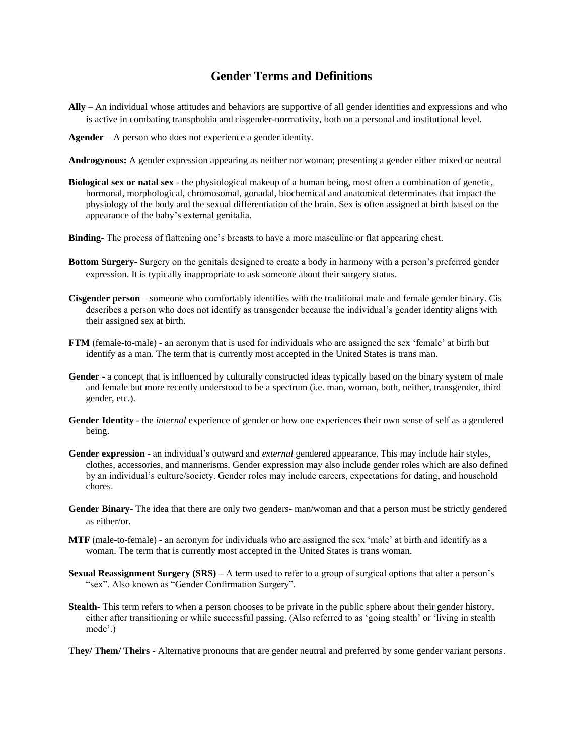# Gender Terms and Definitions

**Ally** – An individual whose attitudes and behaviors are supportive of all gender identities and expressions and who is active in combating transphobia and cisgender-normativity, both on a personal and institutional level.

**Agender** – A person who does not experience a gender identity.

**Androgynous:** A gender expression appearing as neither nor woman; presenting a gender either mixed or neutral

**Biological sex or natal sex** - the physiological makeup of a human being, most often a combination of genetic, hormonal, morphological, chromosomal, gonadal, biochemical and anatomical determinates that impact the physiology of the body and the sexual differentiation of the brain. Sex is often assigned at birth based on the appearance of the baby's external genitalia.

**Binding-** The process of flattening one's breasts to have a more masculine or flat appearing chest.

**Bottom Surgery-** Surgery on the genitals designed to create a body in harmony with a person's preferred gender expression. It is typically inappropriate to ask someone about their surgery status.

**Cisgender person** – someone who comfortably identifies with the traditional male and female gender binary. Cis describes a person who does not identify as transgender because the individual's gender identity aligns with their assigned sex at birth.

**FTM** (female-to-male) - an acronym that is used for individuals who are assigned the sex 'female' at birth but identify as a man. The term that is currently most accepted in the United States is trans man.

**Gender** - a concept that is influenced by culturally constructed ideas typically based on the binary system of male and female but more recently understood to be a spectrum (i.e. man, woman, both, neither, transgender, third gender, etc.).

**Gender Identity** - the *internal* experience of gender or how one experiences their own sense of self as a gendered being.

**Gender expression** - an individual's outward and *external* gendered appearance. This may include hair styles, clothes, accessories, and mannerisms. Gender expression may also include gender roles which are also defined by an individual's culture/society. Gender roles may include careers, expectations for dating, and household chores.

**Gender Binary-** The idea that there are only two genders- man/woman and that a person must be strictly gendered as either/or.

**MTF** (male-to-female) - an acronym for individuals who are assigned the sex 'male' at birth and identify as a woman. The term that is currently most accepted in the United States is trans woman.

**Sexual Reassignment Surgery (SRS) –** A term used to refer to a group of surgical options that alter a person's "sex". Also known as "Gender Confirmation Surgery".

**Stealth-** This term refers to when a person chooses to be private in the public sphere about their gender history, either after transitioning or while successful passing. (Also referred to as 'going stealth' or 'living in stealth mode'.)

**They/ Them/ Theirs -** Alternative pronouns that are gender neutral and preferred by some gender variant persons.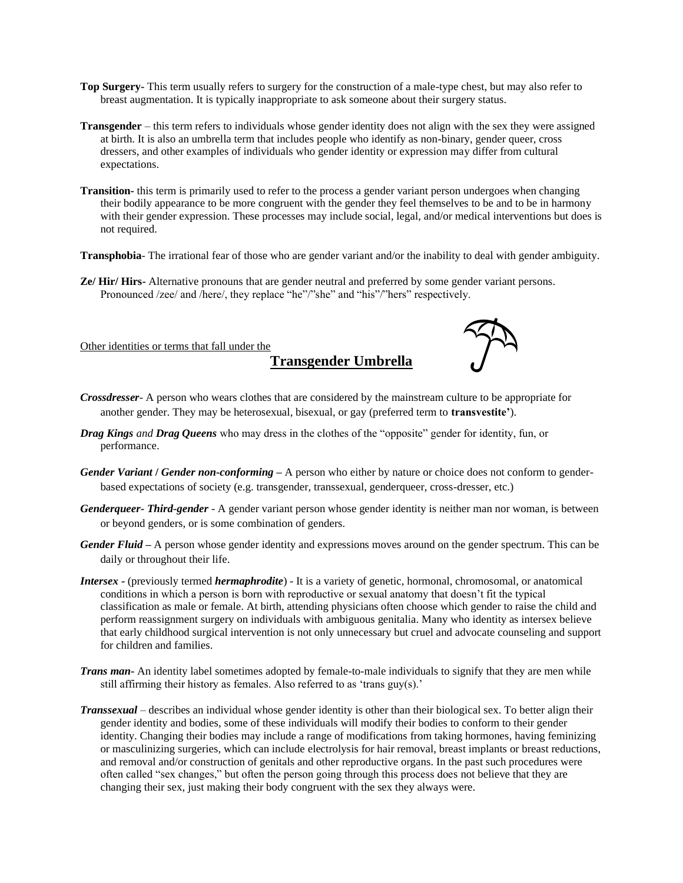**Top Surgery-** This term usually refers to surgery for the construction of a male-type chest, but may also refer to breast augmentation. It is typically inappropriate to ask someone about their surgery status.

**Transgender** – this term refers to individuals whose gender identity does not align with the sex they were assigned at birth. It is also an umbrella term that includes people who identify as non-binary, gender queer, cross dressers, and other examples of individuals who gender identity or expression may differ from cultural expectations.

**Transition-** this term is primarily used to refer to the process a gender variant person undergoes when changing their bodily appearance to be more congruent with the gender they feel themselves to be and to be in harmony with their gender expression. These processes may include social, legal, and/or medical interventions but does is not required.

**Transphobia**- The irrational fear of those who are gender variant and/or the inability to deal with gender ambiguity.

**Ze/ Hir/ Hirs-** Alternative pronouns that are gender neutral and preferred by some gender variant persons. Pronounced /zee/ and /here/, they replace "he"/"she" and "his"/"hers" respectively.

Other identities or terms that fall under the

## Transgender Umbrella

***Crossdresser***- A person who wears clothes that are considered by the mainstream culture to be appropriate for another gender. They may be heterosexual, bisexual, or gay (preferred term to **transvestite'**).

***Drag Kings*** *and* ***Drag Queens*** who may dress in the clothes of the "opposite" gender for identity, fun, or performance.

***Gender Variant* / *Gender non-conforming* –** A person who either by nature or choice does not conform to gender-based expectations of society (e.g. transgender, transsexual, genderqueer, cross-dresser, etc.)

***Genderqueer- Third-gender*** - A gender variant person whose gender identity is neither man nor woman, is between or beyond genders, or is some combination of genders.

***Gender Fluid* –** A person whose gender identity and expressions moves around on the gender spectrum. This can be daily or throughout their life.

***Intersex* -** (previously termed ***hermaphrodite***) - It is a variety of genetic, hormonal, chromosomal, or anatomical conditions in which a person is born with reproductive or sexual anatomy that doesn't fit the typical classification as male or female. At birth, attending physicians often choose which gender to raise the child and perform reassignment surgery on individuals with ambiguous genitalia. Many who identity as intersex believe that early childhood surgical intervention is not only unnecessary but cruel and advocate counseling and support for children and families.

***Trans man-*** An identity label sometimes adopted by female-to-male individuals to signify that they are men while still affirming their history as females. Also referred to as 'trans guy(s).'

***Transsexual*** – describes an individual whose gender identity is other than their biological sex. To better align their gender identity and bodies, some of these individuals will modify their bodies to conform to their gender identity. Changing their bodies may include a range of modifications from taking hormones, having feminizing or masculinizing surgeries, which can include electrolysis for hair removal, breast implants or breast reductions, and removal and/or construction of genitals and other reproductive organs. In the past such procedures were often called "sex changes," but often the person going through this process does not believe that they are changing their sex, just making their body congruent with the sex they always were.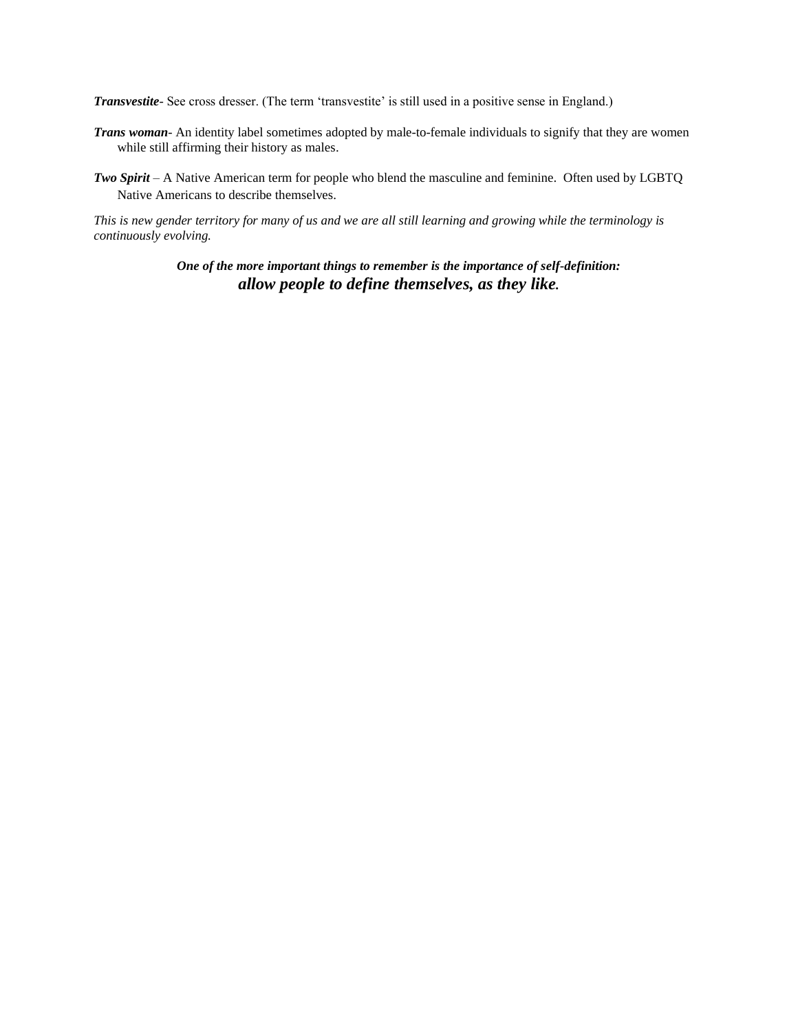***Transvestite***- See cross dresser. (The term 'transvestite' is still used in a positive sense in England.)

***Trans woman***- An identity label sometimes adopted by male-to-female individuals to signify that they are women while still affirming their history as males.

***Two Spirit*** – A Native American term for people who blend the masculine and feminine. Often used by LGBTQ Native Americans to describe themselves.

*This is new gender territory for many of us and we are all still learning and growing while the terminology is continuously evolving.*

***One of the more important things to remember is the importance of self-definition:***
***allow people to define themselves, as they like.***